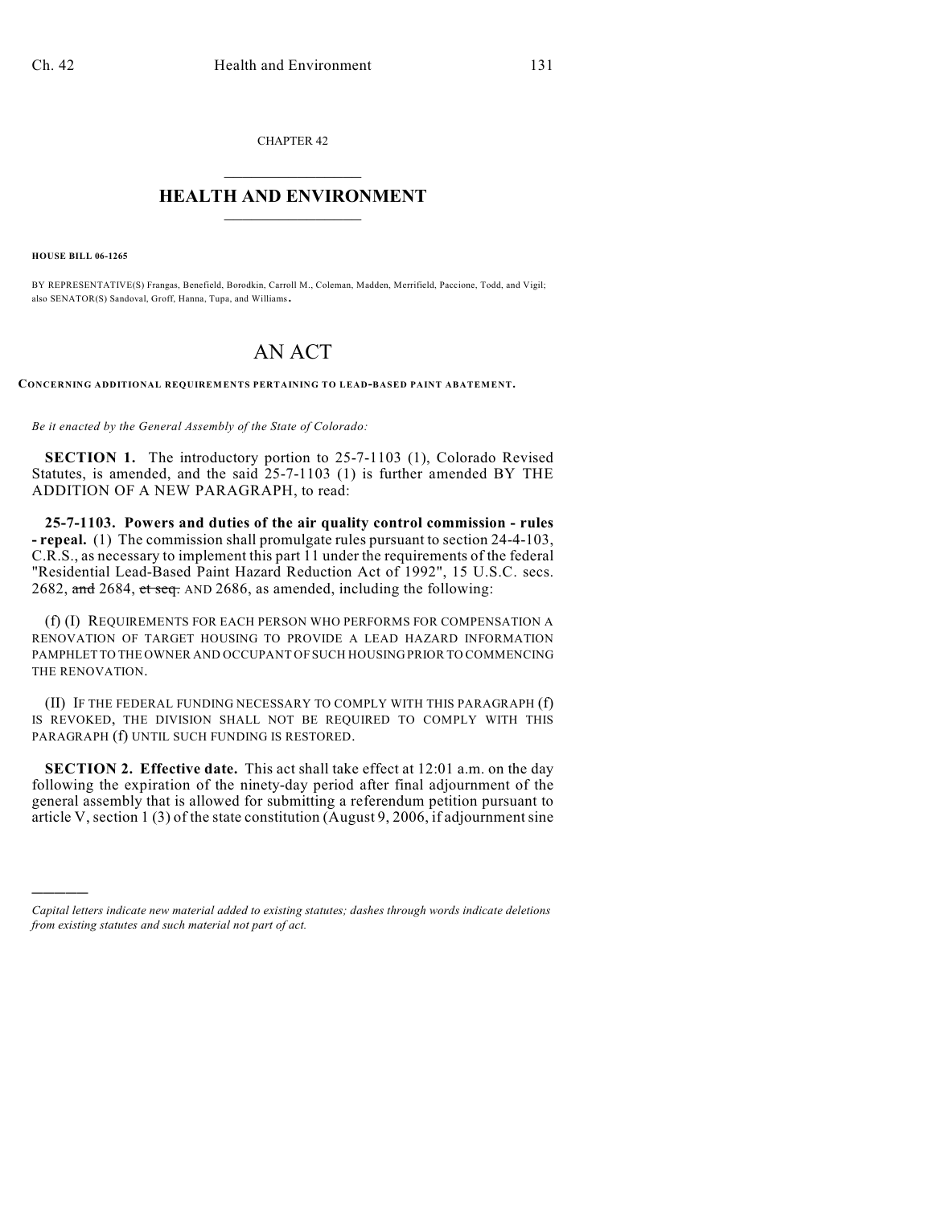CHAPTER 42

# HEALTH AND ENVIRONMENT

**HOUSE BILL 06-1265**

BY REPRESENTATIVE(S) Frangas, Benefield, Borodkin, Carroll M., Coleman, Madden, Merrifield, Paccione, Todd, and Vigil; also SENATOR(S) Sandoval, Groff, Hanna, Tupa, and Williams.

# AN ACT

**CONCERNING ADDITIONAL REQUIREMENTS PERTAINING TO LEAD-BASED PAINT ABATEMENT.**

*Be it enacted by the General Assembly of the State of Colorado:*

**SECTION 1.** The introductory portion to 25-7-1103 (1), Colorado Revised Statutes, is amended, and the said 25-7-1103 (1) is further amended BY THE ADDITION OF A NEW PARAGRAPH, to read:

**25-7-1103. Powers and duties of the air quality control commission - rules - repeal.** (1) The commission shall promulgate rules pursuant to section 24-4-103, C.R.S., as necessary to implement this part 11 under the requirements of the federal "Residential Lead-Based Paint Hazard Reduction Act of 1992", 15 U.S.C. secs. 2682, ~~and~~ 2684, ~~et seq.~~ AND 2686, as amended, including the following:

(f) (I) REQUIREMENTS FOR EACH PERSON WHO PERFORMS FOR COMPENSATION A RENOVATION OF TARGET HOUSING TO PROVIDE A LEAD HAZARD INFORMATION PAMPHLET TO THE OWNER AND OCCUPANT OF SUCH HOUSING PRIOR TO COMMENCING THE RENOVATION.

(II) IF THE FEDERAL FUNDING NECESSARY TO COMPLY WITH THIS PARAGRAPH (f) IS REVOKED, THE DIVISION SHALL NOT BE REQUIRED TO COMPLY WITH THIS PARAGRAPH (f) UNTIL SUCH FUNDING IS RESTORED.

**SECTION 2. Effective date.** This act shall take effect at 12:01 a.m. on the day following the expiration of the ninety-day period after final adjournment of the general assembly that is allowed for submitting a referendum petition pursuant to article V, section 1 (3) of the state constitution (August 9, 2006, if adjournment sine

---

*Capital letters indicate new material added to existing statutes; dashes through words indicate deletions from existing statutes and such material not part of act.*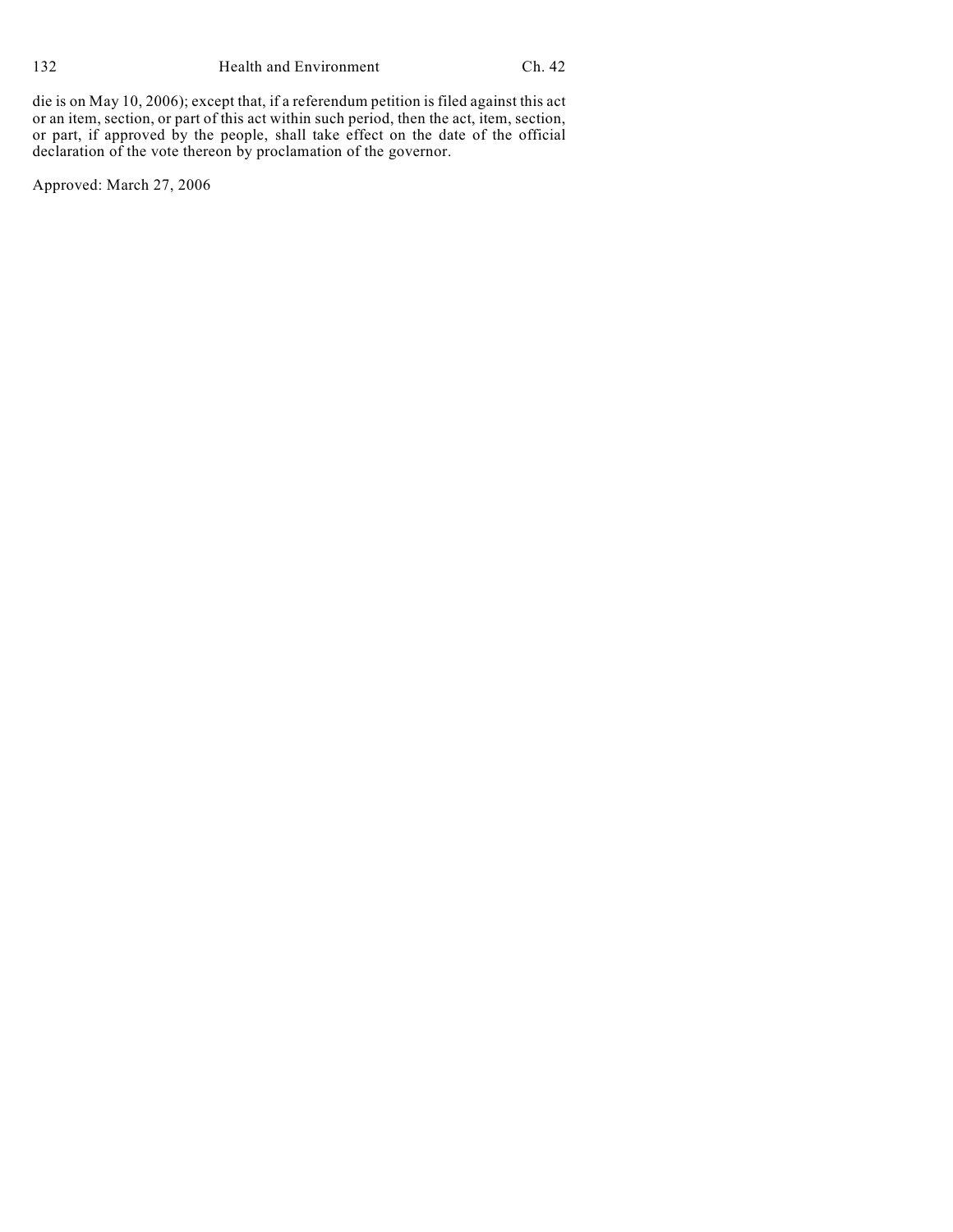die is on May 10, 2006); except that, if a referendum petition is filed against this act or an item, section, or part of this act within such period, then the act, item, section, or part, if approved by the people, shall take effect on the date of the official declaration of the vote thereon by proclamation of the governor.

Approved: March 27, 2006